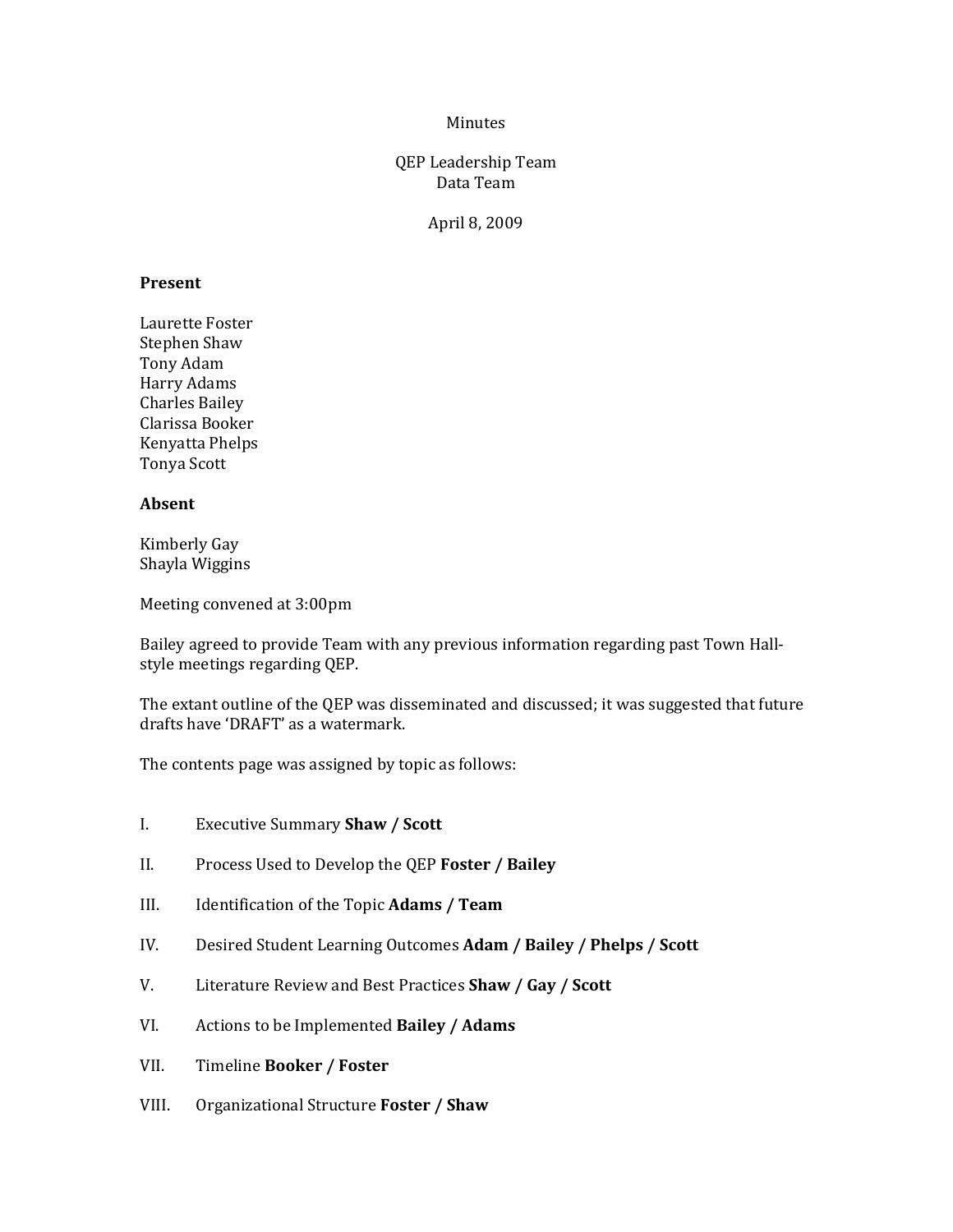Minutes

QEP Leadership Team
Data Team

April 8, 2009

**Present**

Laurette Foster
Stephen Shaw
Tony Adam
Harry Adams
Charles Bailey
Clarissa Booker
Kenyatta Phelps
Tonya Scott

**Absent**

Kimberly Gay
Shayla Wiggins

Meeting convened at 3:00pm

Bailey agreed to provide Team with any previous information regarding past Town Hall-style meetings regarding QEP.

The extant outline of the QEP was disseminated and discussed; it was suggested that future drafts have 'DRAFT' as a watermark.

The contents page was assigned by topic as follows:

I. Executive Summary **Shaw / Scott**

II. Process Used to Develop the QEP **Foster / Bailey**

III. Identification of the Topic **Adams / Team**

IV. Desired Student Learning Outcomes **Adam / Bailey / Phelps / Scott**

V. Literature Review and Best Practices **Shaw / Gay / Scott**

VI. Actions to be Implemented **Bailey / Adams**

VII. Timeline **Booker / Foster**

VIII. Organizational Structure **Foster / Shaw**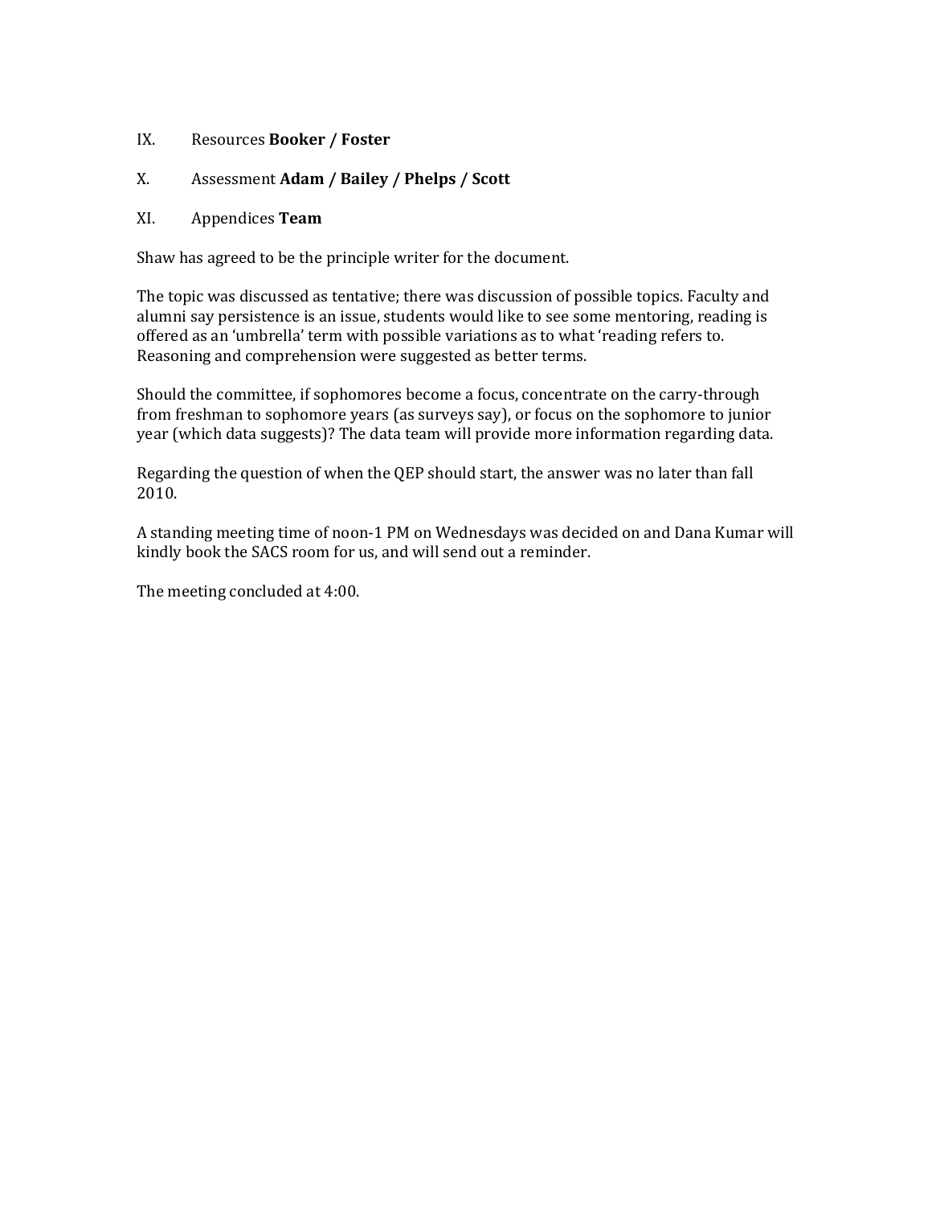IX. Resources **Booker / Foster**

X. Assessment **Adam / Bailey / Phelps / Scott**

XI. Appendices **Team**

Shaw has agreed to be the principle writer for the document.

The topic was discussed as tentative; there was discussion of possible topics. Faculty and alumni say persistence is an issue, students would like to see some mentoring, reading is offered as an 'umbrella' term with possible variations as to what 'reading refers to. Reasoning and comprehension were suggested as better terms.

Should the committee, if sophomores become a focus, concentrate on the carry-through from freshman to sophomore years (as surveys say), or focus on the sophomore to junior year (which data suggests)? The data team will provide more information regarding data.

Regarding the question of when the QEP should start, the answer was no later than fall 2010.

A standing meeting time of noon-1 PM on Wednesdays was decided on and Dana Kumar will kindly book the SACS room for us, and will send out a reminder.

The meeting concluded at 4:00.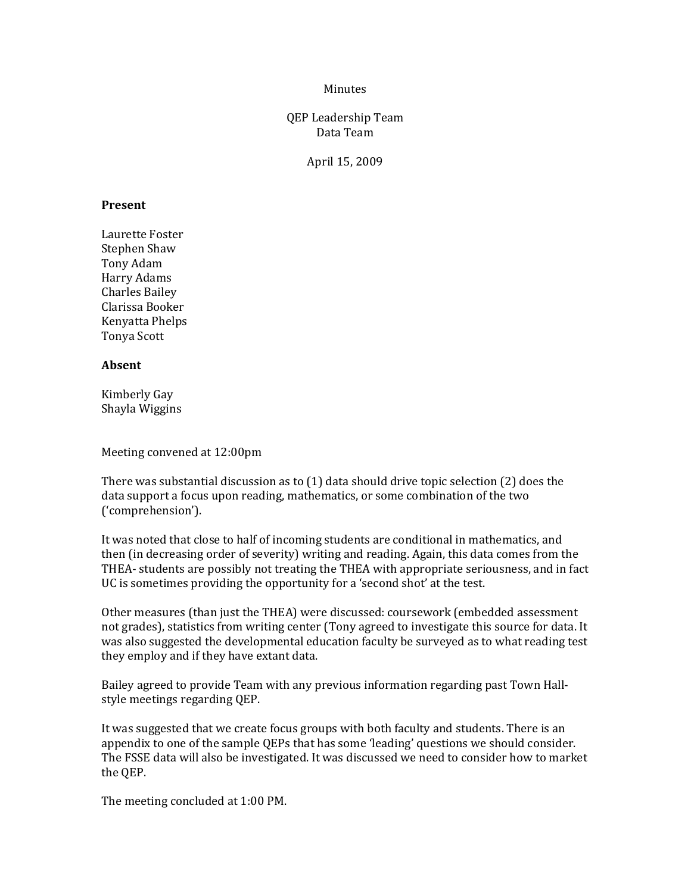Minutes

QEP Leadership Team
Data Team

April 15, 2009

**Present**

Laurette Foster
Stephen Shaw
Tony Adam
Harry Adams
Charles Bailey
Clarissa Booker
Kenyatta Phelps
Tonya Scott

**Absent**

Kimberly Gay
Shayla Wiggins

Meeting convened at 12:00pm

There was substantial discussion as to (1) data should drive topic selection (2) does the data support a focus upon reading, mathematics, or some combination of the two ('comprehension').

It was noted that close to half of incoming students are conditional in mathematics, and then (in decreasing order of severity) writing and reading. Again, this data comes from the THEA- students are possibly not treating the THEA with appropriate seriousness, and in fact UC is sometimes providing the opportunity for a 'second shot' at the test.

Other measures (than just the THEA) were discussed: coursework (embedded assessment not grades), statistics from writing center (Tony agreed to investigate this source for data. It was also suggested the developmental education faculty be surveyed as to what reading test they employ and if they have extant data.

Bailey agreed to provide Team with any previous information regarding past Town Hall-style meetings regarding QEP.

It was suggested that we create focus groups with both faculty and students. There is an appendix to one of the sample QEPs that has some 'leading' questions we should consider. The FSSE data will also be investigated. It was discussed we need to consider how to market the QEP.

The meeting concluded at 1:00 PM.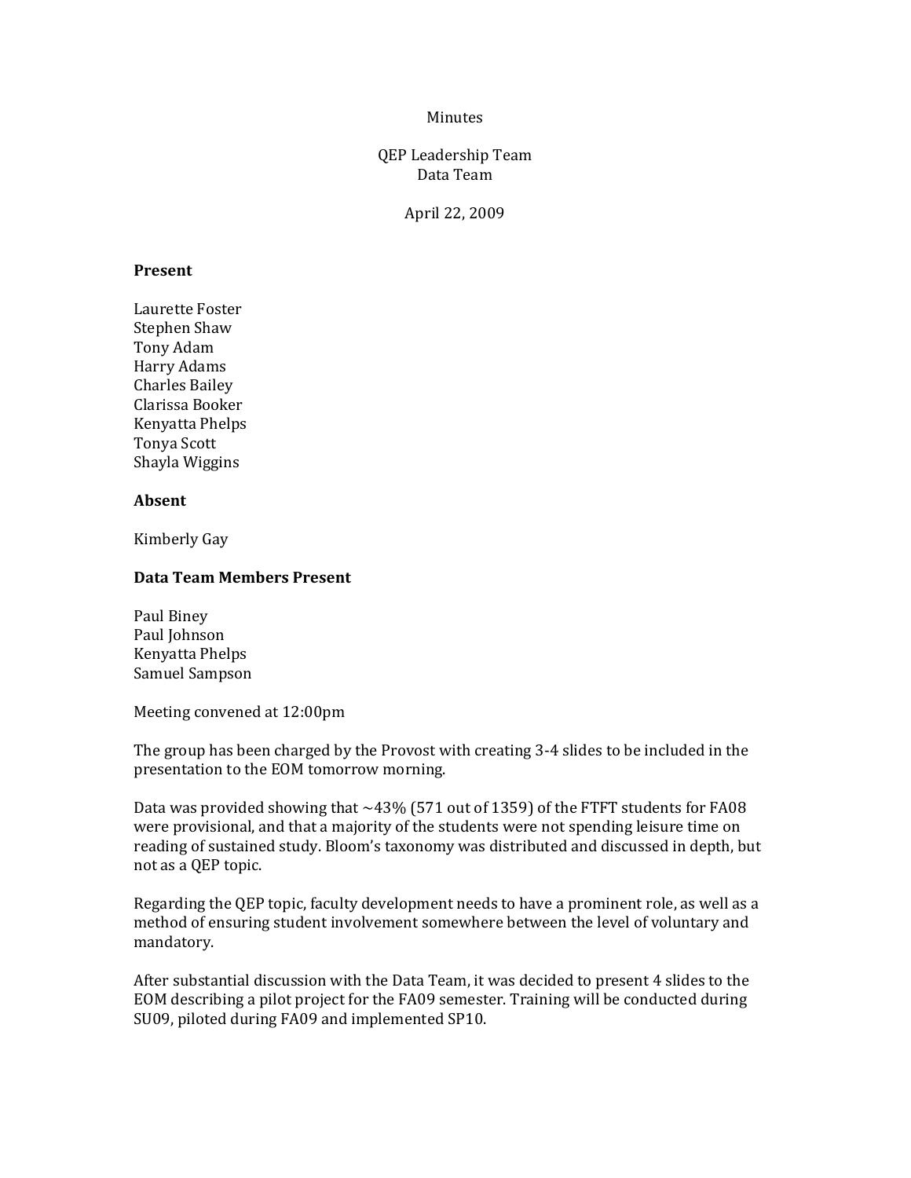Minutes

QEP Leadership Team
Data Team

April 22, 2009

**Present**

Laurette Foster
Stephen Shaw
Tony Adam
Harry Adams
Charles Bailey
Clarissa Booker
Kenyatta Phelps
Tonya Scott
Shayla Wiggins

**Absent**

Kimberly Gay

**Data Team Members Present**

Paul Biney
Paul Johnson
Kenyatta Phelps
Samuel Sampson

Meeting convened at 12:00pm

The group has been charged by the Provost with creating 3-4 slides to be included in the presentation to the EOM tomorrow morning.

Data was provided showing that ~43% (571 out of 1359) of the FTFT students for FA08 were provisional, and that a majority of the students were not spending leisure time on reading of sustained study. Bloom's taxonomy was distributed and discussed in depth, but not as a QEP topic.

Regarding the QEP topic, faculty development needs to have a prominent role, as well as a method of ensuring student involvement somewhere between the level of voluntary and mandatory.

After substantial discussion with the Data Team, it was decided to present 4 slides to the EOM describing a pilot project for the FA09 semester. Training will be conducted during SU09, piloted during FA09 and implemented SP10.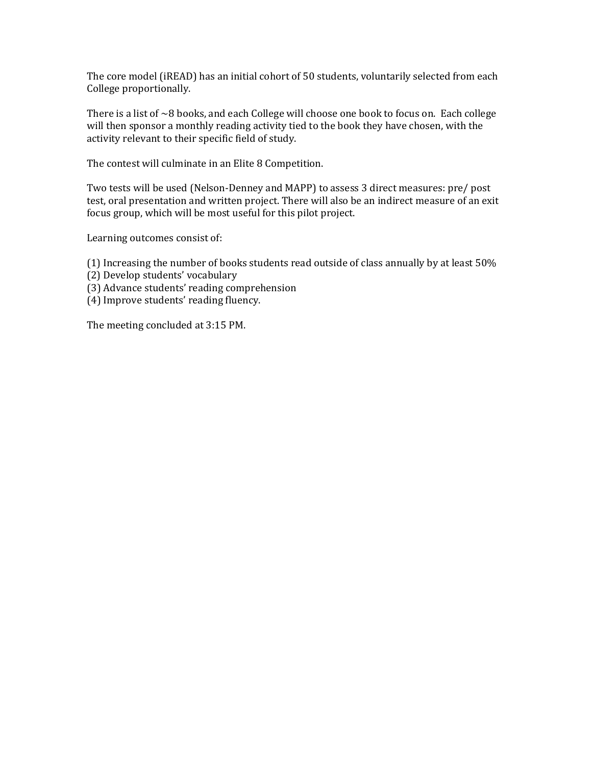The core model (iREAD) has an initial cohort of 50 students, voluntarily selected from each College proportionally.

There is a list of ~8 books, and each College will choose one book to focus on. Each college will then sponsor a monthly reading activity tied to the book they have chosen, with the activity relevant to their specific field of study.

The contest will culminate in an Elite 8 Competition.

Two tests will be used (Nelson-Denney and MAPP) to assess 3 direct measures: pre/ post test, oral presentation and written project. There will also be an indirect measure of an exit focus group, which will be most useful for this pilot project.

Learning outcomes consist of:

(1) Increasing the number of books students read outside of class annually by at least 50%
(2) Develop students' vocabulary
(3) Advance students' reading comprehension
(4) Improve students' reading fluency.

The meeting concluded at 3:15 PM.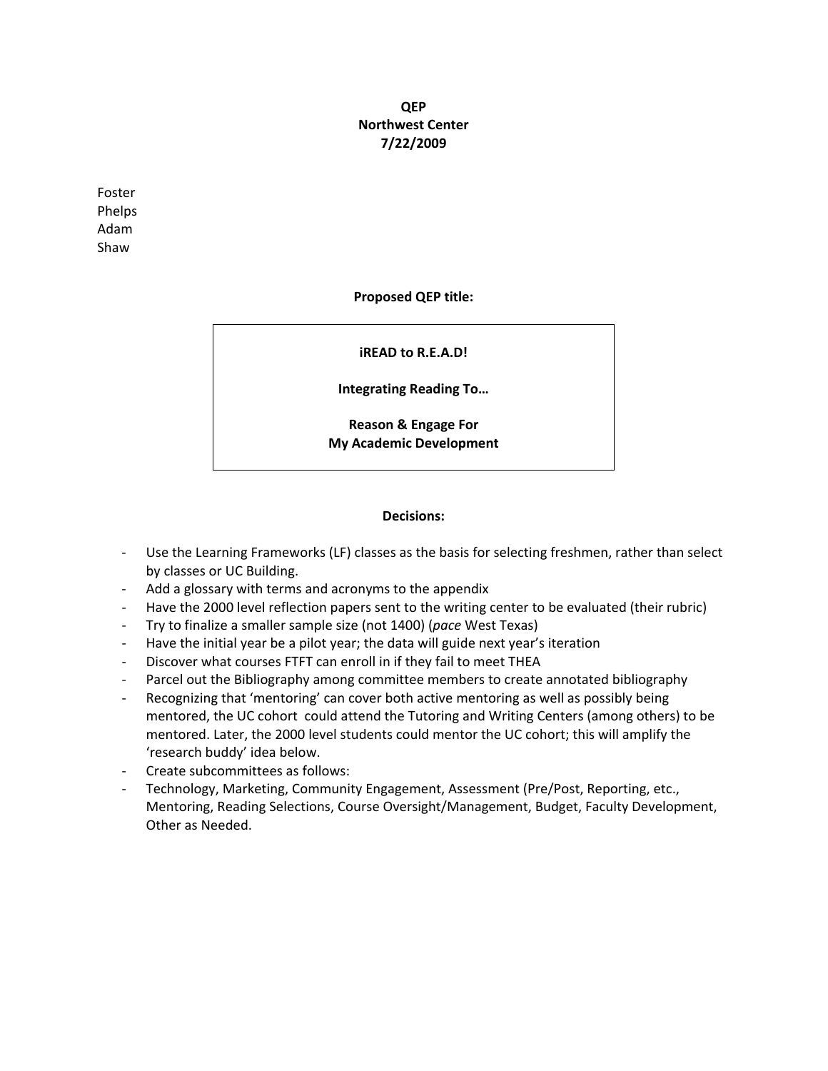**QEP**
**Northwest Center**
**7/22/2009**

Foster
Phelps
Adam
Shaw

**Proposed QEP title:**

**iREAD to R.E.A.D!**

**Integrating Reading To…**

**Reason & Engage For**
**My Academic Development**

**Decisions:**

- Use the Learning Frameworks (LF) classes as the basis for selecting freshmen, rather than select by classes or UC Building.
- Add a glossary with terms and acronyms to the appendix
- Have the 2000 level reflection papers sent to the writing center to be evaluated (their rubric)
- Try to finalize a smaller sample size (not 1400) (*pace* West Texas)
- Have the initial year be a pilot year; the data will guide next year's iteration
- Discover what courses FTFT can enroll in if they fail to meet THEA
- Parcel out the Bibliography among committee members to create annotated bibliography
- Recognizing that 'mentoring' can cover both active mentoring as well as possibly being mentored, the UC cohort could attend the Tutoring and Writing Centers (among others) to be mentored. Later, the 2000 level students could mentor the UC cohort; this will amplify the 'research buddy' idea below.
- Create subcommittees as follows:
- Technology, Marketing, Community Engagement, Assessment (Pre/Post, Reporting, etc., Mentoring, Reading Selections, Course Oversight/Management, Budget, Faculty Development, Other as Needed.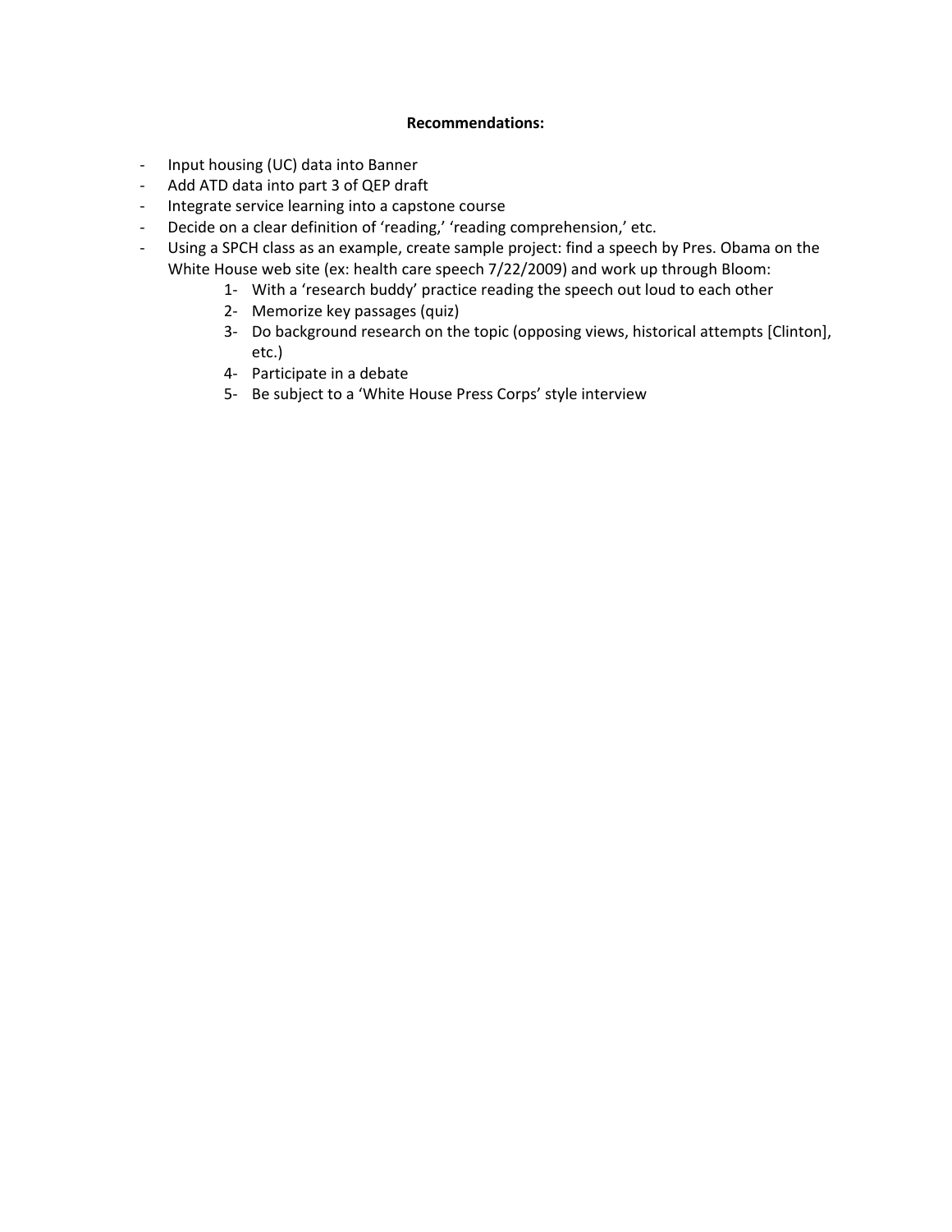**Recommendations:**

- Input housing (UC) data into Banner
- Add ATD data into part 3 of QEP draft
- Integrate service learning into a capstone course
- Decide on a clear definition of 'reading,' 'reading comprehension,' etc.
- Using a SPCH class as an example, create sample project: find a speech by Pres. Obama on the White House web site (ex: health care speech 7/22/2009) and work up through Bloom:
    1- With a 'research buddy' practice reading the speech out loud to each other
    2- Memorize key passages (quiz)
    3- Do background research on the topic (opposing views, historical attempts [Clinton], etc.)
    4- Participate in a debate
    5- Be subject to a 'White House Press Corps' style interview